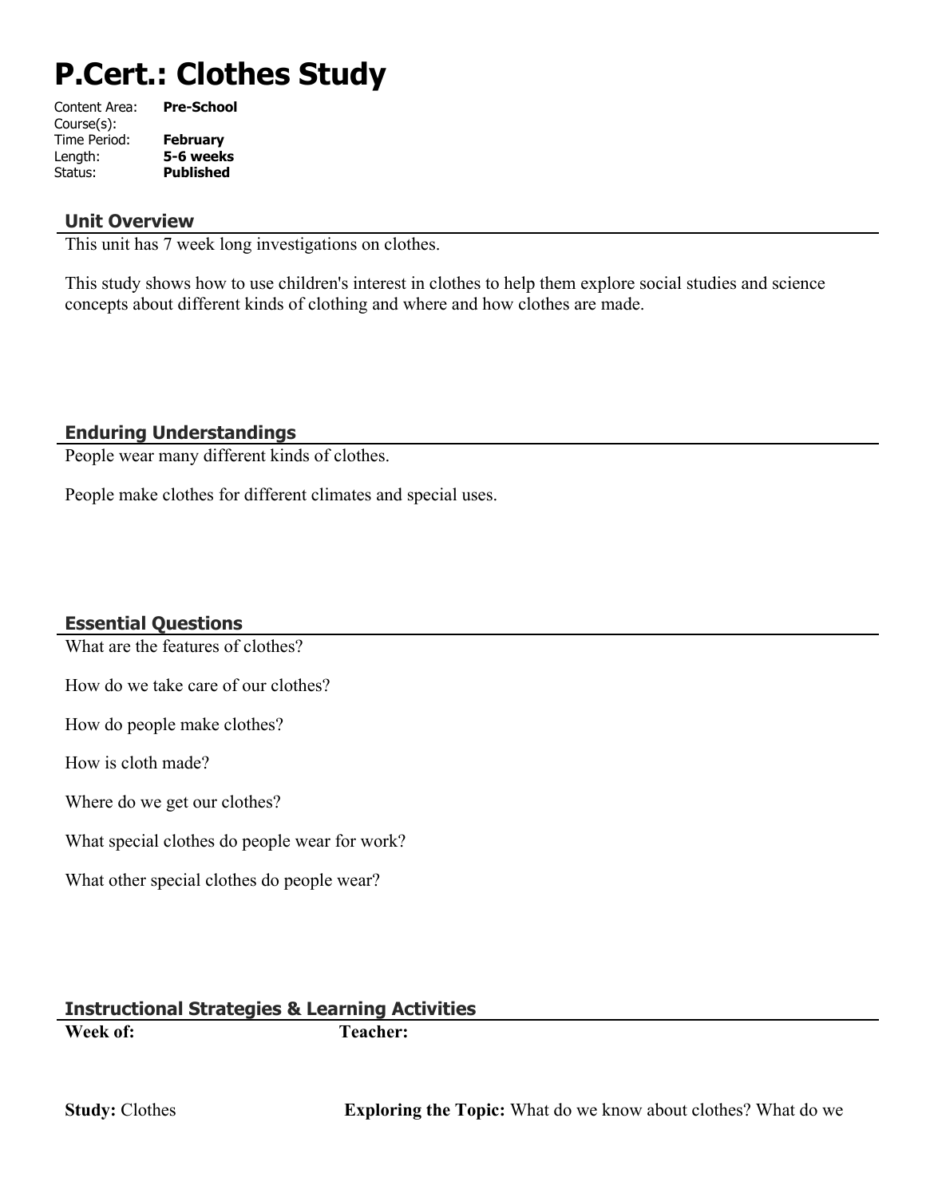# P.Cert.: Clothes Study

Content Area: **Pre-School**
Course(s):
Time Period: **February**
Length: **5-6 weeks**
Status: **Published**

## Unit Overview

This unit has 7 week long investigations on clothes.

This study shows how to use children's interest in clothes to help them explore social studies and science concepts about different kinds of clothing and where and how clothes are made.

## Enduring Understandings

People wear many different kinds of clothes.

People make clothes for different climates and special uses.

## Essential Questions

What are the features of clothes?

How do we take care of our clothes?

How do people make clothes?

How is cloth made?

Where do we get our clothes?

What special clothes do people wear for work?

What other special clothes do people wear?

## Instructional Strategies & Learning Activities

**Week of:** **Teacher:**

**Study:** Clothes **Exploring the Topic:** What do we know about clothes? What do we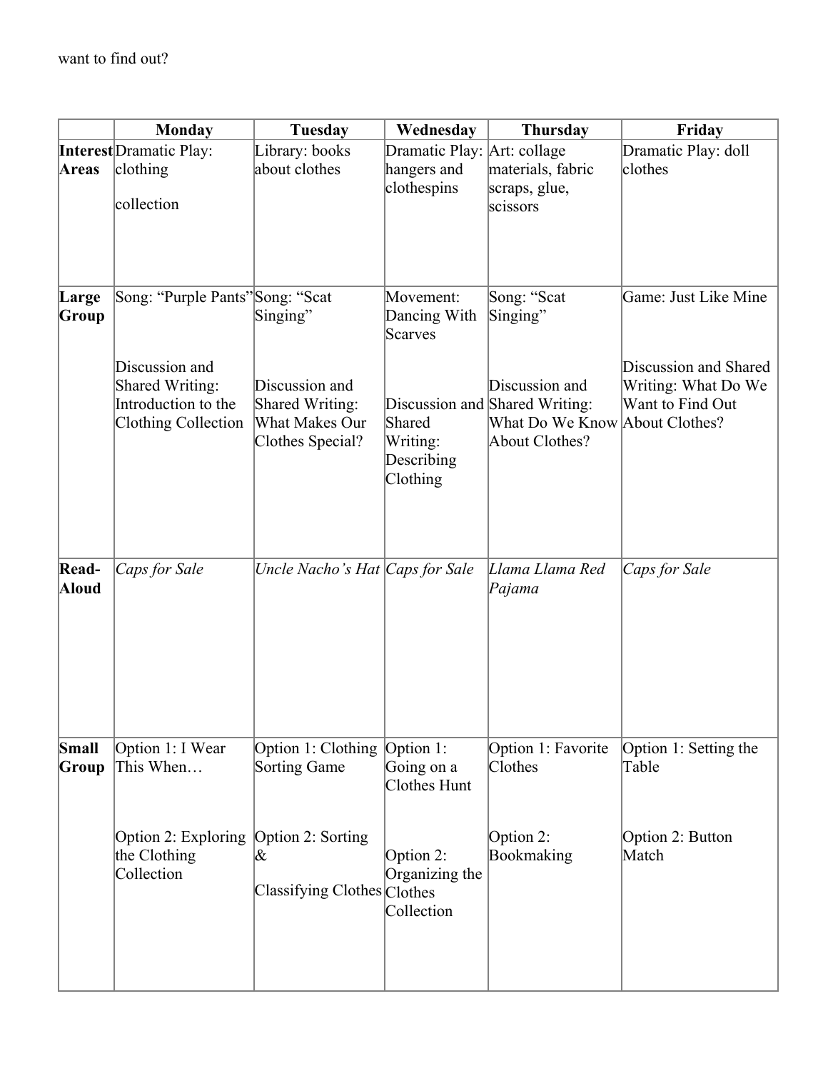want to find out?

| | Monday | Tuesday | Wednesday | Thursday | Friday |
|---|---|---|---|---|---|
| **Interest Areas** | Dramatic Play: clothing collection | Library: books about clothes | Dramatic Play: hangers and clothespins | Art: collage materials, fabric scraps, glue, scissors | Dramatic Play: doll clothes |
| **Large Group** | Song: "Purple Pants"<br><br>Discussion and Shared Writing: Introduction to the Clothing Collection | Song: "Scat Singing"<br><br>Discussion and Shared Writing: What Makes Our Clothes Special? | Movement: Dancing With Scarves<br><br>Discussion and Shared Writing: Describing Clothing | Song: "Scat Singing"<br><br>Discussion and Shared Writing: What Do We Know About Clothes? | Game: Just Like Mine<br><br>Discussion and Shared Writing: What Do We Want to Find Out About Clothes? |
| **Read-Aloud** | *Caps for Sale* | *Uncle Nacho's Hat* | *Caps for Sale* | *Llama Llama Red Pajama* | *Caps for Sale* |
| **Small Group** | Option 1: I Wear This When…<br><br>Option 2: Exploring the Clothing Collection | Option 1: Clothing Sorting Game<br><br>Option 2: Sorting & Classifying Clothes | Option 1: Going on a Clothes Hunt<br><br>Option 2: Organizing the Clothes Collection | Option 1: Favorite Clothes<br><br>Option 2: Bookmaking | Option 1: Setting the Table<br><br>Option 2: Button Match |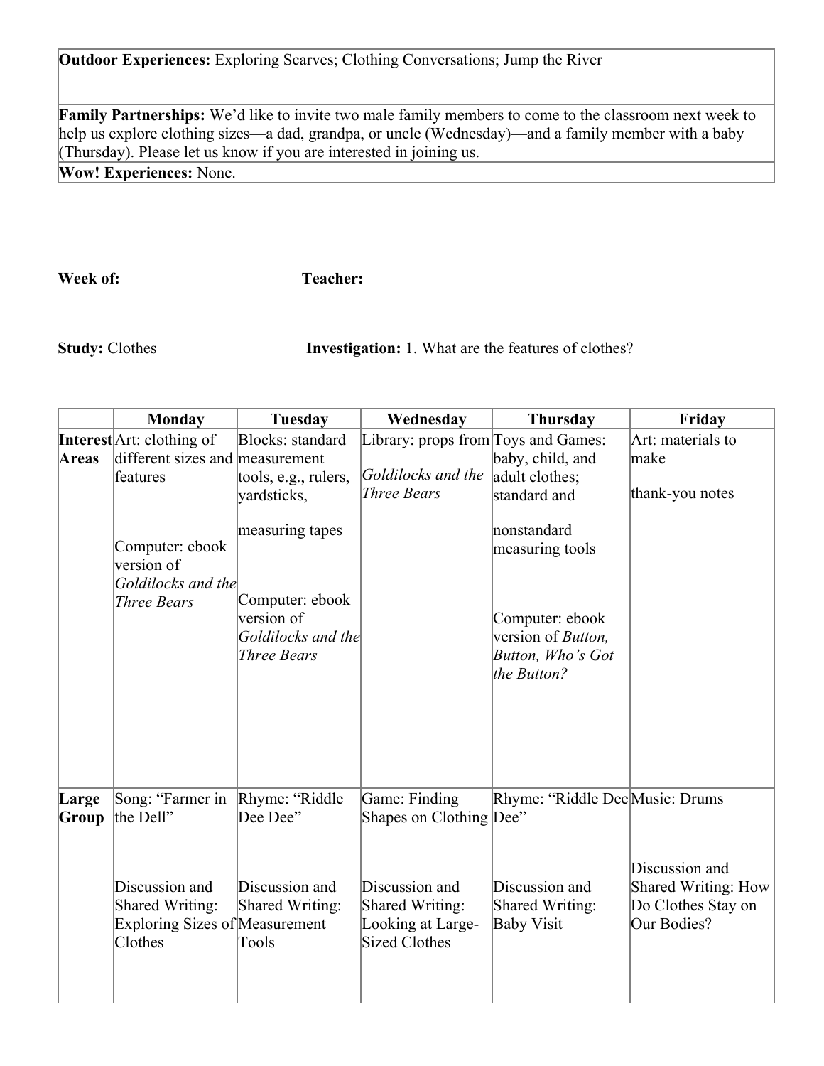| **Outdoor Experiences:** Exploring Scarves; Clothing Conversations; Jump the River |
|---|
| **Family Partnerships:** We'd like to invite two male family members to come to the classroom next week to help us explore clothing sizes—a dad, grandpa, or uncle (Wednesday)—and a family member with a baby (Thursday). Please let us know if you are interested in joining us. |
| **Wow! Experiences:** None. |

**Week of:** **Teacher:**

**Study:** Clothes **Investigation:** 1. What are the features of clothes?

| | **Monday** | **Tuesday** | **Wednesday** | **Thursday** | **Friday** |
|---|---|---|---|---|---|
| **Interest Areas** | Art: clothing of different sizes and features<br><br>Computer: ebook version of *Goldilocks and the Three Bears* | Blocks: standard measurement tools, e.g., rulers, yardsticks, measuring tapes<br><br>Computer: ebook version of *Goldilocks and the Three Bears* | Library: props from *Goldilocks and the Three Bears* | Toys and Games: baby, child, and adult clothes; standard and nonstandard measuring tools<br><br>Computer: ebook version of *Button, Button, Who's Got the Button?* | Art: materials to make thank-you notes |
| **Large Group** | Song: "Farmer in the Dell"<br><br>Discussion and Shared Writing: Exploring Sizes of Clothes | Rhyme: "Riddle Dee Dee"<br><br>Discussion and Shared Writing: Measurement Tools | Game: Finding Shapes on Clothing<br><br>Discussion and Shared Writing: Looking at Large-Sized Clothes | Rhyme: "Riddle Dee Dee"<br><br>Discussion and Shared Writing: Baby Visit | Music: Drums<br><br>Discussion and Shared Writing: How Do Clothes Stay on Our Bodies? |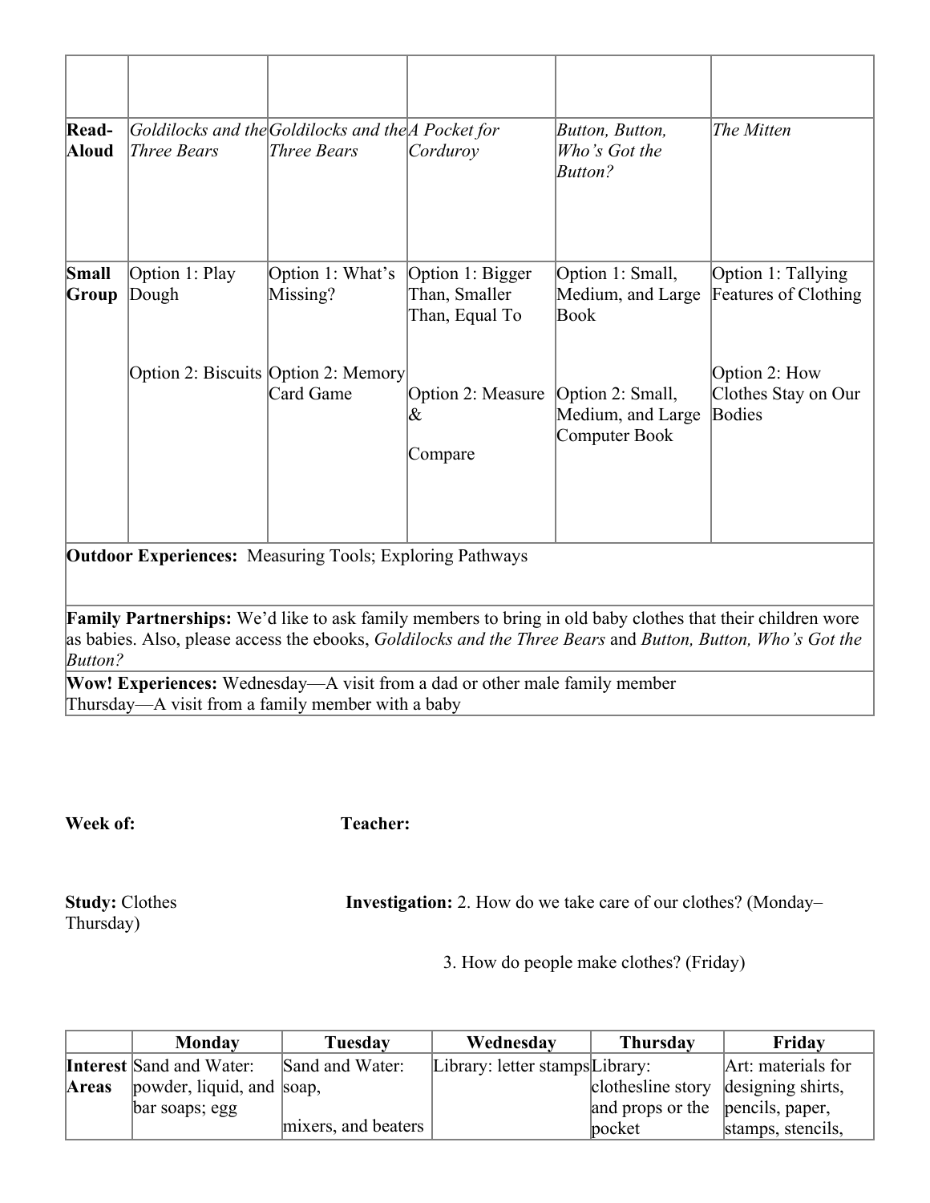| | | | | | |
|---|---|---|---|---|---|
| **Read-Aloud** | *Goldilocks and the Three Bears* | *Goldilocks and the Three Bears* | *A Pocket for Corduroy* | *Button, Button, Who's Got the Button?* | *The Mitten* |
| **Small Group** | Option 1: Play Dough<br><br>Option 2: Biscuits | Option 1: What's Missing?<br><br>Option 2: Memory Card Game | Option 1: Bigger Than, Smaller Than, Equal To<br><br>Option 2: Measure & Compare | Option 1: Small, Medium, and Large Book<br><br>Option 2: Small, Medium, and Large Computer Book | Option 1: Tallying Features of Clothing<br><br>Option 2: How Clothes Stay on Our Bodies |

**Outdoor Experiences:** Measuring Tools; Exploring Pathways

**Family Partnerships:** We'd like to ask family members to bring in old baby clothes that their children wore as babies. Also, please access the ebooks, *Goldilocks and the Three Bears* and *Button, Button, Who's Got the Button?*

**Wow! Experiences:** Wednesday—A visit from a dad or other male family member
Thursday—A visit from a family member with a baby

**Week of:** **Teacher:**

**Study:** Clothes

**Investigation:** 2. How do we take care of our clothes? (Monday–Thursday)

3. How do people make clothes? (Friday)

| | Monday | Tuesday | Wednesday | Thursday | Friday |
|---|---|---|---|---|---|
| **Interest Areas** | Sand and Water: powder, liquid, and bar soaps; egg | Sand and Water: soap, mixers, and beaters | Library: letter stamps | Library: clothesline story and props or the pocket | Art: materials for designing shirts, pencils, paper, stamps, stencils, |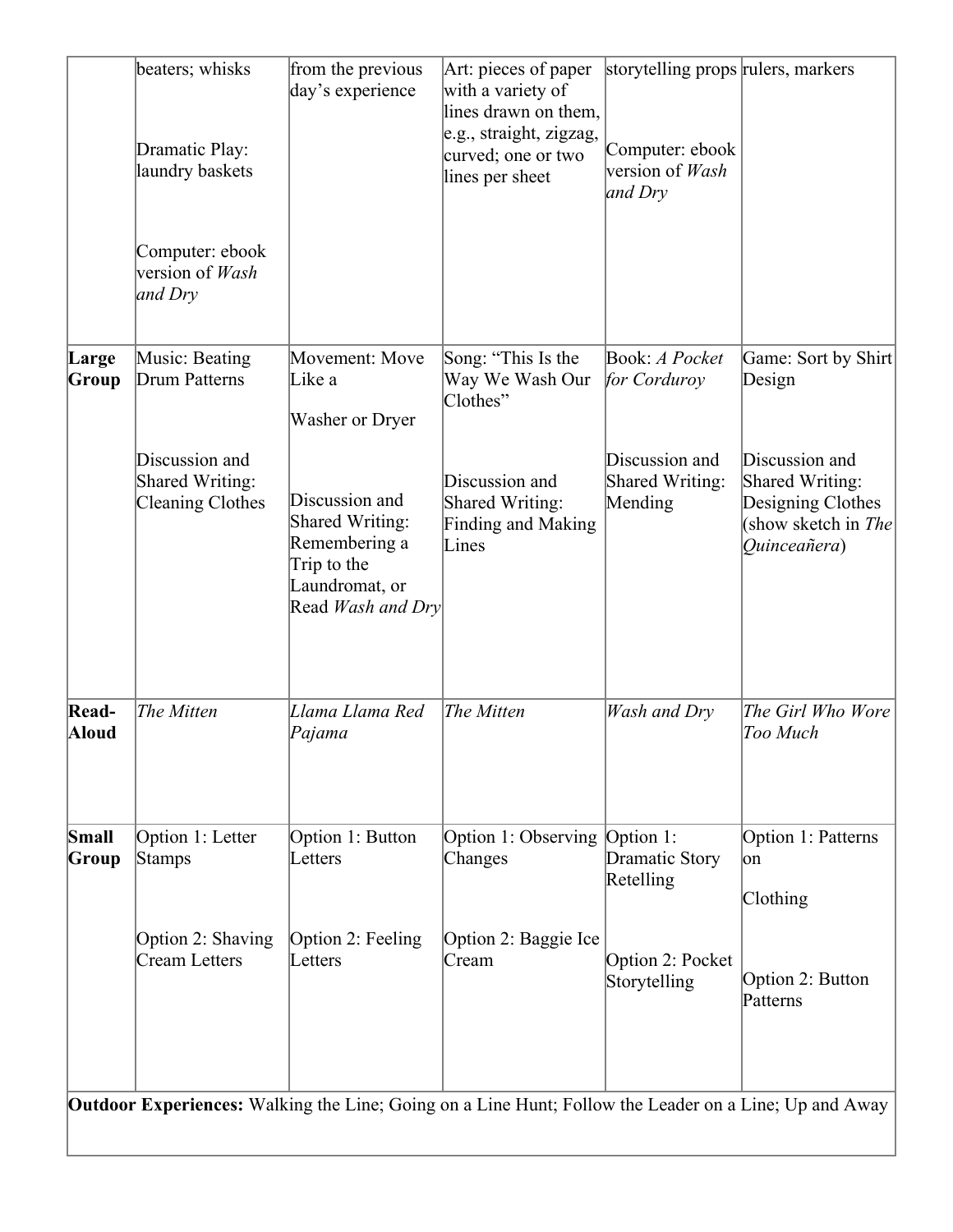|  |  |  |  |  |  |
|---|---|---|---|---|---|
|  | beaters; whisks<br><br>Dramatic Play: laundry baskets<br><br>Computer: ebook version of *Wash and Dry* | from the previous day's experience | Art: pieces of paper with a variety of lines drawn on them, e.g., straight, zigzag, curved; one or two lines per sheet | storytelling props<br><br>Computer: ebook version of *Wash and Dry* | rulers, markers |
| **Large Group** | Music: Beating Drum Patterns<br><br>Discussion and Shared Writing: Cleaning Clothes | Movement: Move Like a Washer or Dryer<br><br>Discussion and Shared Writing: Remembering a Trip to the Laundromat, or Read *Wash and Dry* | Song: "This Is the Way We Wash Our Clothes"<br><br>Discussion and Shared Writing: Finding and Making Lines | Book: *A Pocket for Corduroy*<br><br>Discussion and Shared Writing: Mending | Game: Sort by Shirt Design<br><br>Discussion and Shared Writing: Designing Clothes (show sketch in *The Quinceañera*) |
| **Read-Aloud** | *The Mitten* | *Llama Llama Red Pajama* | *The Mitten* | *Wash and Dry* | *The Girl Who Wore Too Much* |
| **Small Group** | Option 1: Letter Stamps<br><br>Option 2: Shaving Cream Letters | Option 1: Button Letters<br><br>Option 2: Feeling Letters | Option 1: Observing Changes<br><br>Option 2: Baggie Ice Cream | Option 1: Dramatic Story Retelling<br><br>Option 2: Pocket Storytelling | Option 1: Patterns on Clothing<br><br>Option 2: Button Patterns |
| **Outdoor Experiences:** Walking the Line; Going on a Line Hunt; Follow the Leader on a Line; Up and Away |  |  |  |  |  |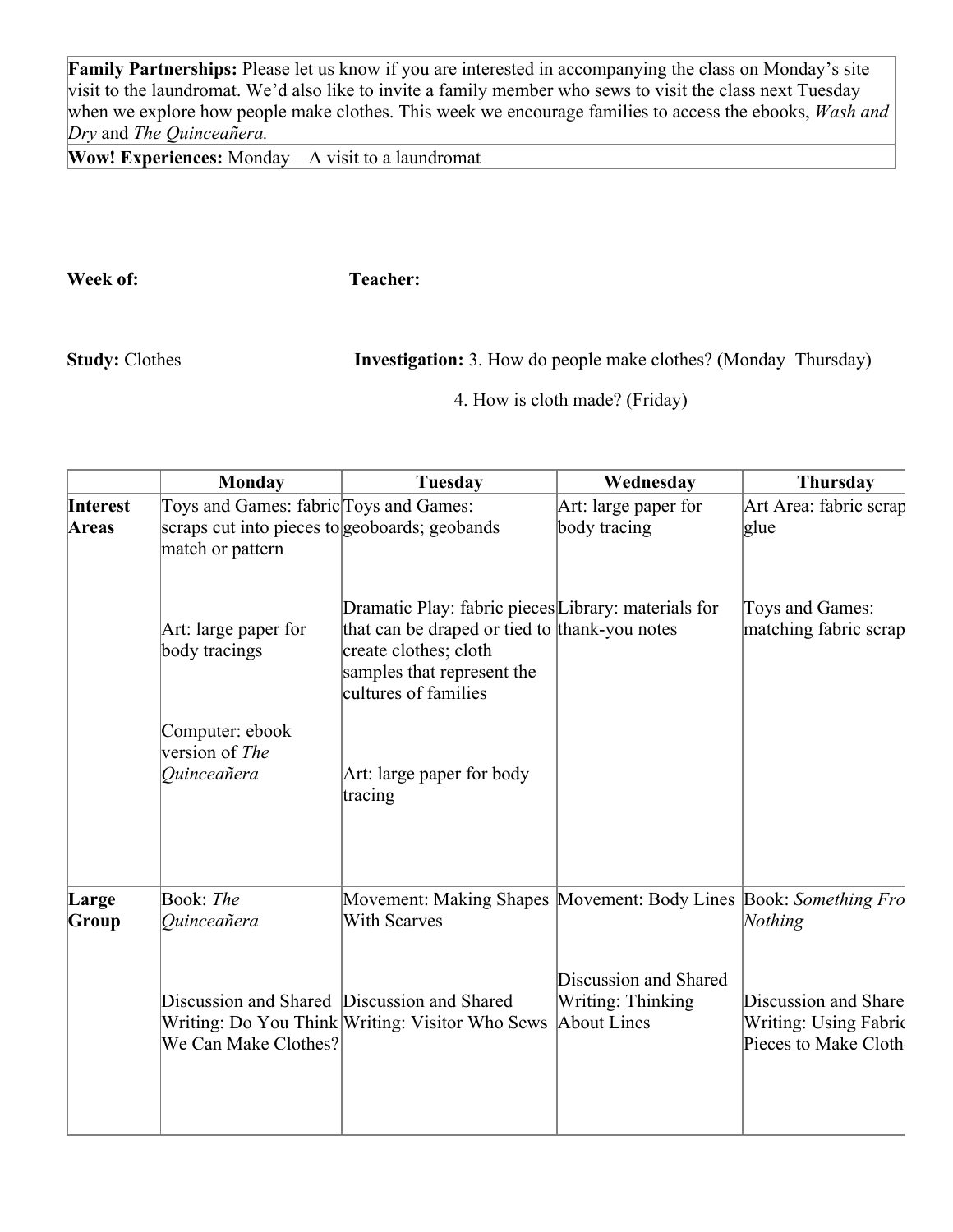| **Family Partnerships:** Please let us know if you are interested in accompanying the class on Monday's site visit to the laundromat. We'd also like to invite a family member who sews to visit the class next Tuesday when we explore how people make clothes. This week we encourage families to access the ebooks, *Wash and Dry* and *The Quinceañera.* |
|---|
| **Wow! Experiences:** Monday—A visit to a laundromat |

**Week of:** **Teacher:**

**Study:** Clothes **Investigation:** 3. How do people make clothes? (Monday–Thursday)

4. How is cloth made? (Friday)

| | Monday | Tuesday | Wednesday | Thursday |
|---|---|---|---|---|
| **Interest Areas** | Toys and Games: fabric scraps cut into pieces to match or pattern<br><br>Art: large paper for body tracings<br><br>Computer: ebook version of *The Quinceañera* | Toys and Games: geoboards; geobands<br><br>Dramatic Play: fabric pieces that can be draped or tied to create clothes; cloth samples that represent the cultures of families<br><br>Art: large paper for body tracing | Art: large paper for body tracing<br><br>Library: materials for thank-you notes | Art Area: fabric scrap glue<br><br>Toys and Games: matching fabric scrap |
| **Large Group** | Book: *The Quinceañera*<br><br>Discussion and Shared Writing: Do You Think We Can Make Clothes? | Movement: Making Shapes With Scarves<br><br>Discussion and Shared Writing: Visitor Who Sews | Movement: Body Lines<br><br>Discussion and Shared Writing: Thinking About Lines | Book: *Something Fro Nothing*<br><br>Discussion and Share Writing: Using Fabric Pieces to Make Cloth |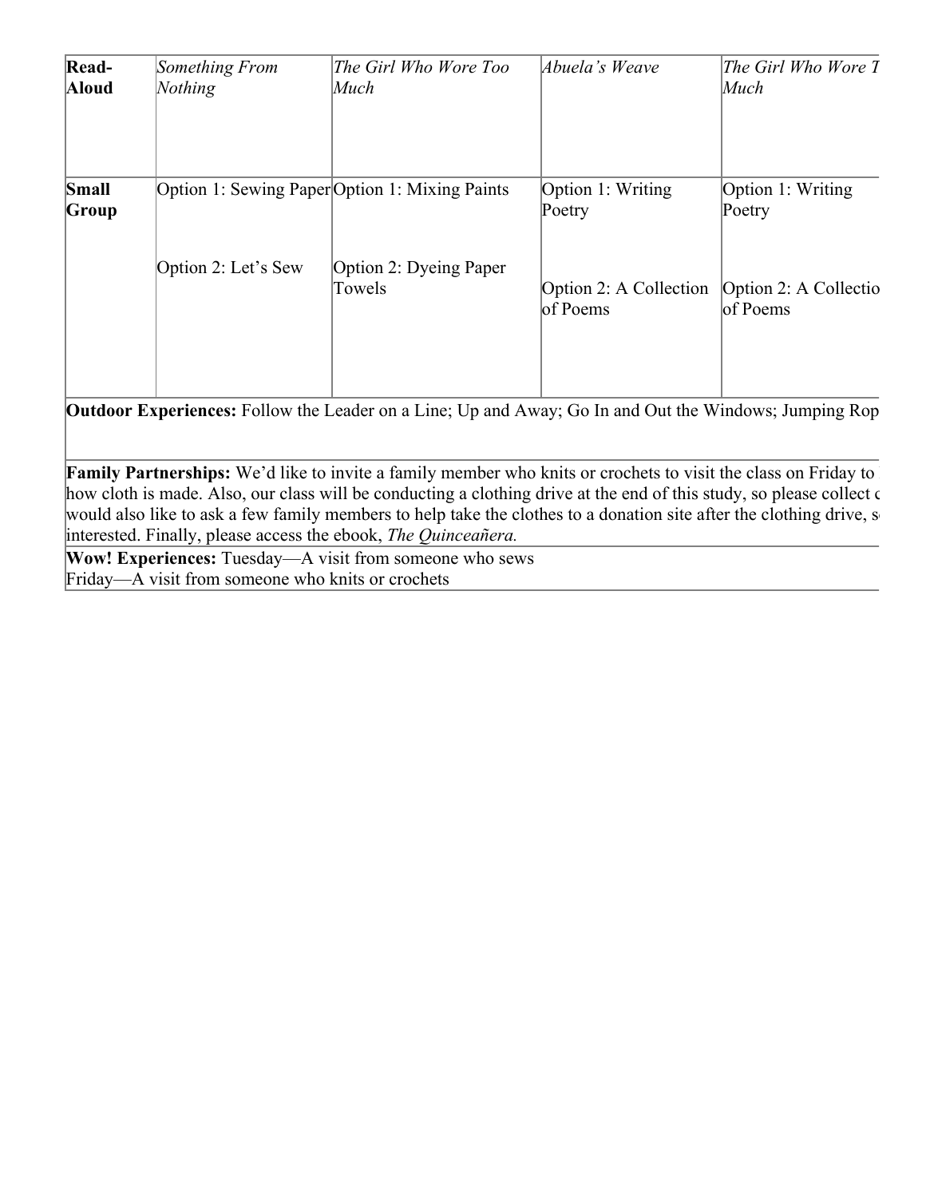| **Read-Aloud** | *Something From Nothing* | *The Girl Who Wore Too Much* | *Abuela's Weave* | *The Girl Who Wore T Much* |
|---|---|---|---|---|
| **Small Group** | Option 1: Sewing Paper<br><br>Option 2: Let's Sew | Option 1: Mixing Paints<br><br>Option 2: Dyeing Paper Towels | Option 1: Writing Poetry<br><br>Option 2: A Collection of Poems | Option 1: Writing Poetry<br><br>Option 2: A Collectio of Poems |

**Outdoor Experiences:** Follow the Leader on a Line; Up and Away; Go In and Out the Windows; Jumping Rop

**Family Partnerships:** We'd like to invite a family member who knits or crochets to visit the class on Friday to how cloth is made. Also, our class will be conducting a clothing drive at the end of this study, so please collect c would also like to ask a few family members to help take the clothes to a donation site after the clothing drive, s interested. Finally, please access the ebook, *The Quinceañera.*

**Wow! Experiences:** Tuesday—A visit from someone who sews
Friday—A visit from someone who knits or crochets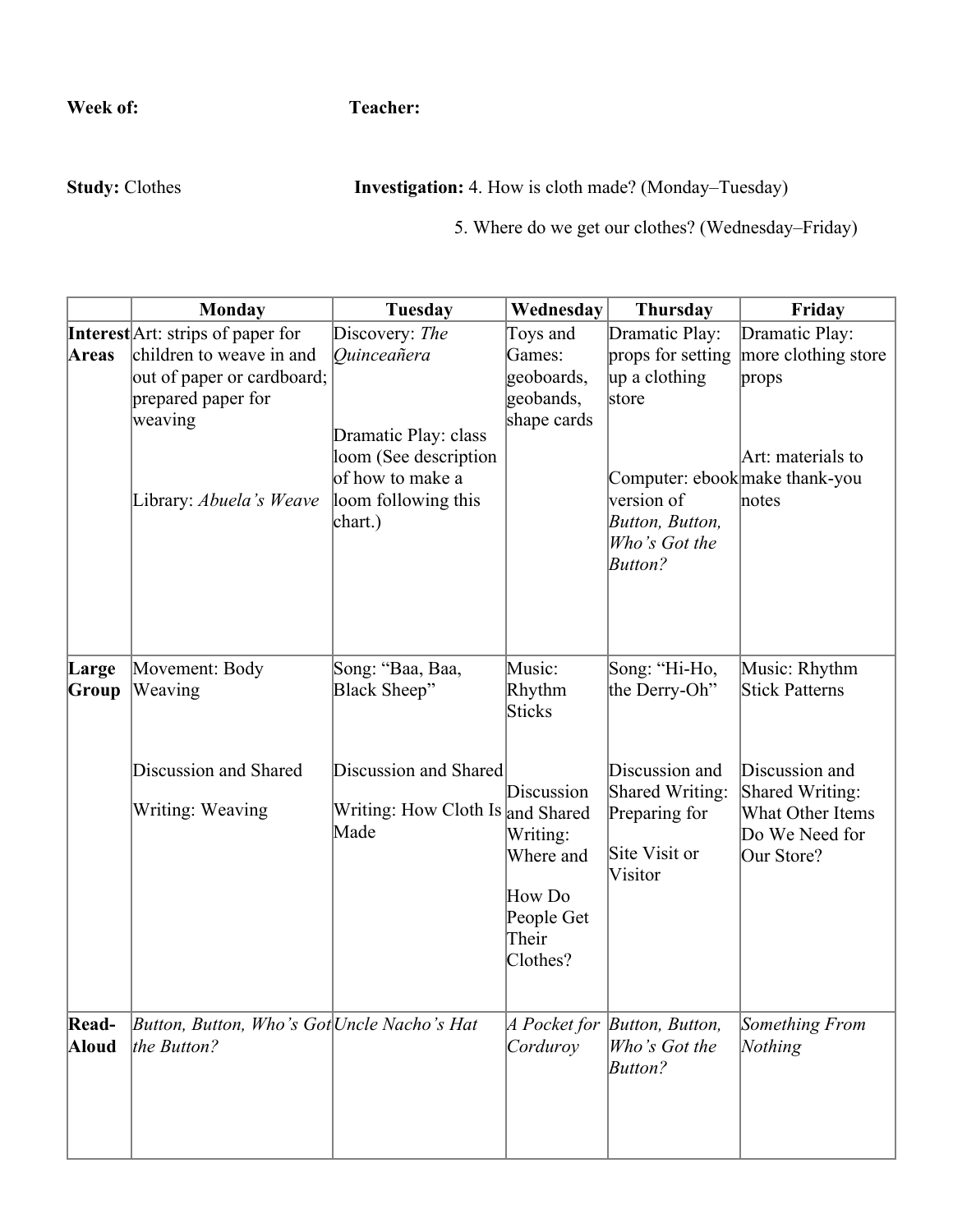**Week of:** **Teacher:**

**Study:** Clothes **Investigation:** 4. How is cloth made? (Monday–Tuesday)

5. Where do we get our clothes? (Wednesday–Friday)

| | Monday | Tuesday | Wednesday | Thursday | Friday |
|---|---|---|---|---|---|
| **Interest Areas** | Art: strips of paper for children to weave in and out of paper or cardboard; prepared paper for weaving<br><br>Library: *Abuela's Weave* | Discovery: *The Quinceañera*<br><br>Dramatic Play: class loom (See description of how to make a loom following this chart.) | Toys and Games: geoboards, geobands, shape cards | Dramatic Play: props for setting up a clothing store<br><br>Computer: ebook version of *Button, Button, Who's Got the Button?* | Dramatic Play: more clothing store props<br><br>Art: materials to make thank-you notes |
| **Large Group** | Movement: Body Weaving<br><br>Discussion and Shared Writing: Weaving | Song: "Baa, Baa, Black Sheep"<br><br>Discussion and Shared Writing: How Cloth Is Made | Music: Rhythm Sticks<br><br>Discussion and Shared Writing: Where and How Do People Get Their Clothes? | Song: "Hi-Ho, the Derry-Oh"<br><br>Discussion and Shared Writing: Preparing for Site Visit or Visitor | Music: Rhythm Stick Patterns<br><br>Discussion and Shared Writing: What Other Items Do We Need for Our Store? |
| **Read-Aloud** | *Button, Button, Who's Got the Button?* | *Uncle Nacho's Hat* | *A Pocket for Corduroy* | *Button, Button, Who's Got the Button?* | *Something From Nothing* |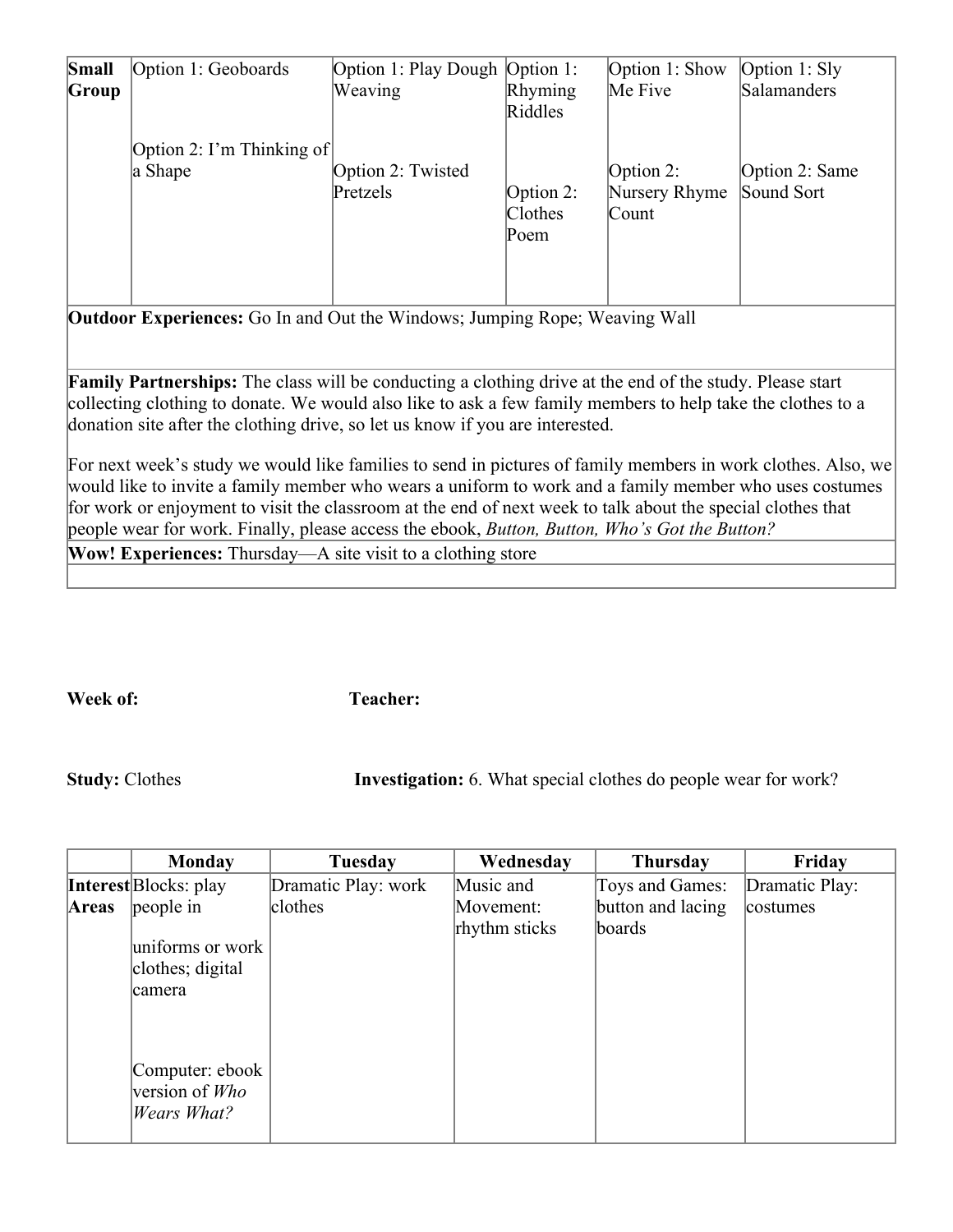| Small Group | Option 1: Geoboards<br><br>Option 2: I'm Thinking of a Shape | Option 1: Play Dough Weaving<br><br>Option 2: Twisted Pretzels | Option 1: Rhyming Riddles<br><br>Option 2: Clothes Poem | Option 1: Show Me Five<br><br>Option 2: Nursery Rhyme Count | Option 1: Sly Salamanders<br><br>Option 2: Same Sound Sort |
|---|---|---|---|---|---|

**Outdoor Experiences:** Go In and Out the Windows; Jumping Rope; Weaving Wall

**Family Partnerships:** The class will be conducting a clothing drive at the end of the study. Please start collecting clothing to donate. We would also like to ask a few family members to help take the clothes to a donation site after the clothing drive, so let us know if you are interested.

For next week's study we would like families to send in pictures of family members in work clothes. Also, we would like to invite a family member who wears a uniform to work and a family member who uses costumes for work or enjoyment to visit the classroom at the end of next week to talk about the special clothes that people wear for work. Finally, please access the ebook, *Button, Button, Who's Got the Button?*

**Wow! Experiences:** Thursday—A site visit to a clothing store

**Week of:** **Teacher:**

**Study:** Clothes **Investigation:** 6. What special clothes do people wear for work?

| | Monday | Tuesday | Wednesday | Thursday | Friday |
|---|---|---|---|---|---|
| **Interest Areas** | Blocks: play people in uniforms or work clothes; digital camera<br><br>Computer: ebook version of *Who Wears What?* | Dramatic Play: work clothes | Music and Movement: rhythm sticks | Toys and Games: button and lacing boards | Dramatic Play: costumes |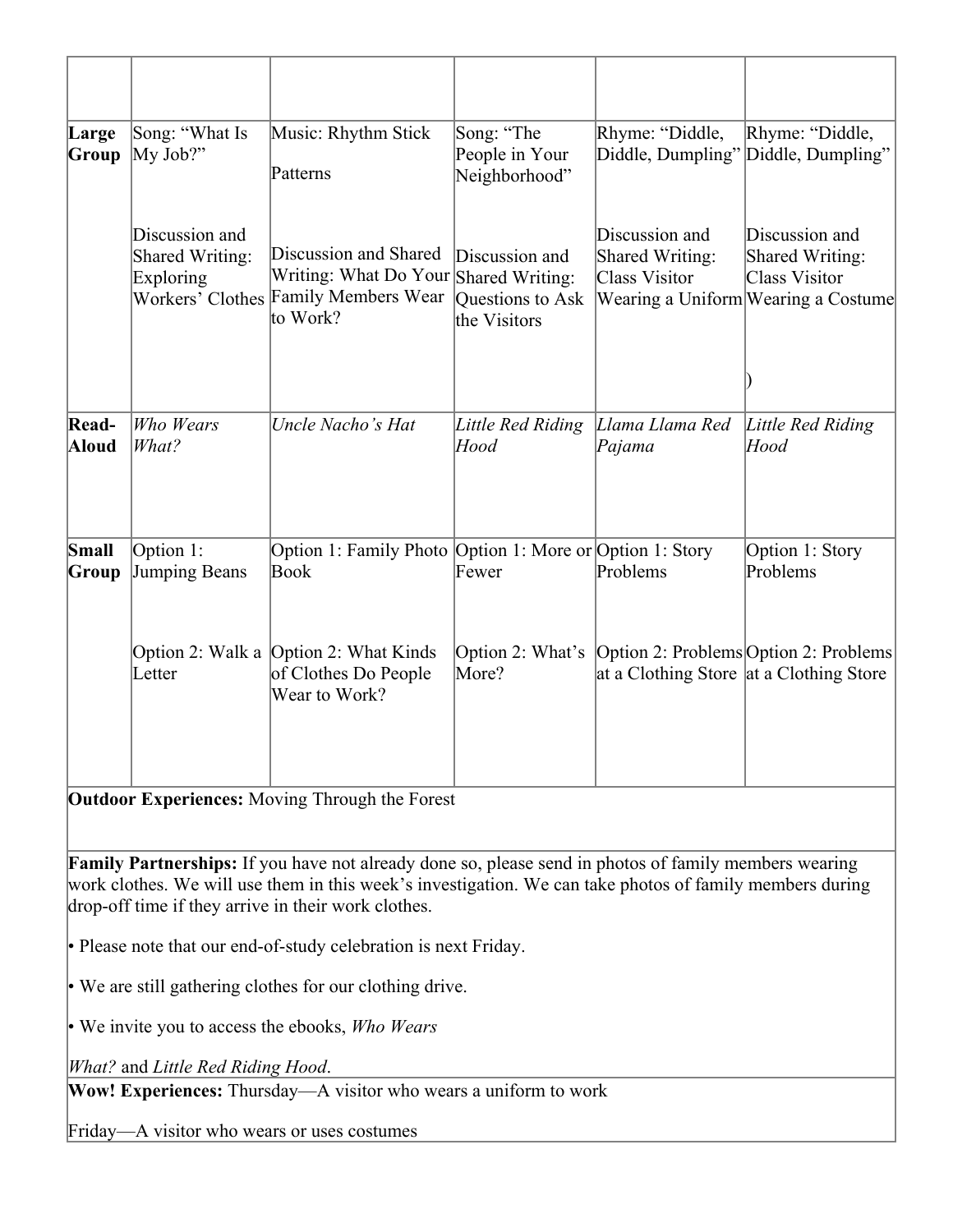| | | | | | |
|---|---|---|---|---|---|
| **Large Group** | Song: "What Is My Job?"<br><br>Discussion and Shared Writing: Exploring Workers' Clothes | Music: Rhythm Stick Patterns<br><br>Discussion and Shared Writing: What Do Your Family Members Wear to Work? | Song: "The People in Your Neighborhood"<br><br>Discussion and Shared Writing: Questions to Ask the Visitors | Rhyme: "Diddle, Diddle, Dumpling"<br><br>Discussion and Shared Writing: Class Visitor Wearing a Uniform | Rhyme: "Diddle, Diddle, Dumpling"<br><br>Discussion and Shared Writing: Class Visitor Wearing a Costume<br><br>) |
| **Read-Aloud** | *Who Wears What?* | *Uncle Nacho's Hat* | *Little Red Riding Hood* | *Llama Llama Red Pajama* | *Little Red Riding Hood* |
| **Small Group** | Option 1: Jumping Beans<br><br>Option 2: Walk a Letter | Option 1: Family Photo Book<br><br>Option 2: What Kinds of Clothes Do People Wear to Work? | Option 1: More or Fewer<br><br>Option 2: What's More? | Option 1: Story Problems<br><br>Option 2: Problems at a Clothing Store | Option 1: Story Problems<br><br>Option 2: Problems at a Clothing Store |

**Outdoor Experiences:** Moving Through the Forest

**Family Partnerships:** If you have not already done so, please send in photos of family members wearing work clothes. We will use them in this week's investigation. We can take photos of family members during drop-off time if they arrive in their work clothes.

• Please note that our end-of-study celebration is next Friday.

• We are still gathering clothes for our clothing drive.

• We invite you to access the ebooks, *Who Wears What?* and *Little Red Riding Hood*.

**Wow! Experiences:** Thursday—A visitor who wears a uniform to work

Friday—A visitor who wears or uses costumes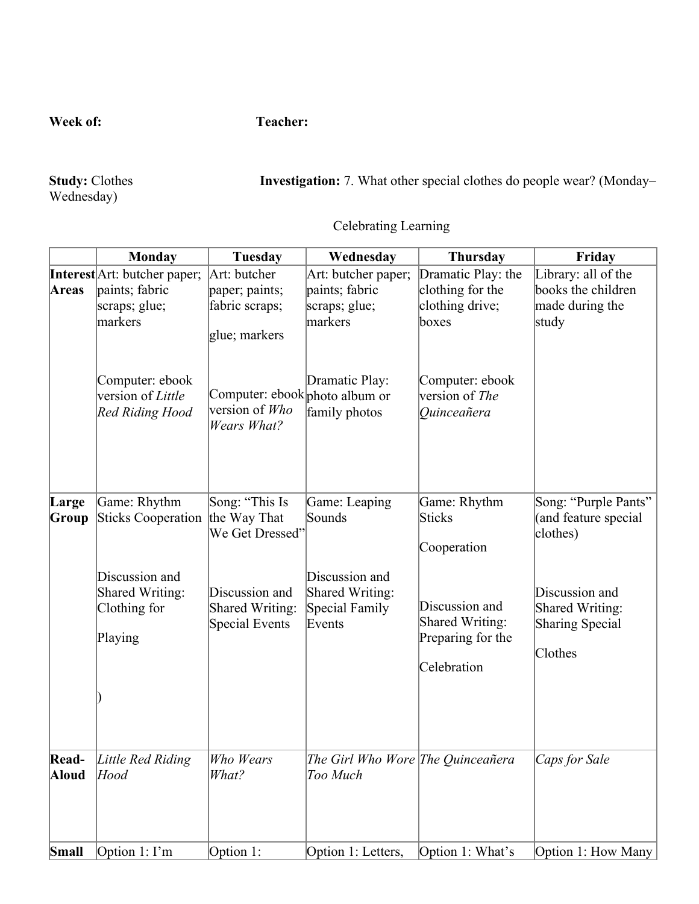**Week of:** **Teacher:**

**Study:** Clothes **Investigation:** 7. What other special clothes do people wear? (Monday–Wednesday)

Celebrating Learning

| | Monday | Tuesday | Wednesday | Thursday | Friday |
|---|---|---|---|---|---|
| **Interest Areas** | Art: butcher paper; paints; fabric scraps; glue; markers<br><br>Computer: ebook version of *Little Red Riding Hood* | Art: butcher paper; paints; fabric scraps;<br><br>glue; markers<br><br>Computer: ebook version of *Who Wears What?* | Art: butcher paper; paints; fabric scraps; glue; markers<br><br>Dramatic Play: photo album or family photos | Dramatic Play: the clothing for the clothing drive; boxes<br><br>Computer: ebook version of *The Quinceañera* | Library: all of the books the children made during the study |
| **Large Group** | Game: Rhythm Sticks Cooperation<br><br>Discussion and Shared Writing: Clothing for<br><br>Playing<br><br>) | Song: "This Is the Way That We Get Dressed"<br><br>Discussion and Shared Writing: Special Events | Game: Leaping Sounds<br><br>Discussion and Shared Writing: Special Family Events | Game: Rhythm Sticks<br><br>Cooperation<br><br>Discussion and Shared Writing: Preparing for the<br><br>Celebration | Song: "Purple Pants" (and feature special clothes)<br><br>Discussion and Shared Writing: Sharing Special<br><br>Clothes |
| **Read-Aloud** | *Little Red Riding Hood* | *Who Wears What?* | *The Girl Who Wore Too Much* | *The Quinceañera* | *Caps for Sale* |
| **Small** | Option 1: I'm | Option 1: | Option 1: Letters, | Option 1: What's | Option 1: How Many |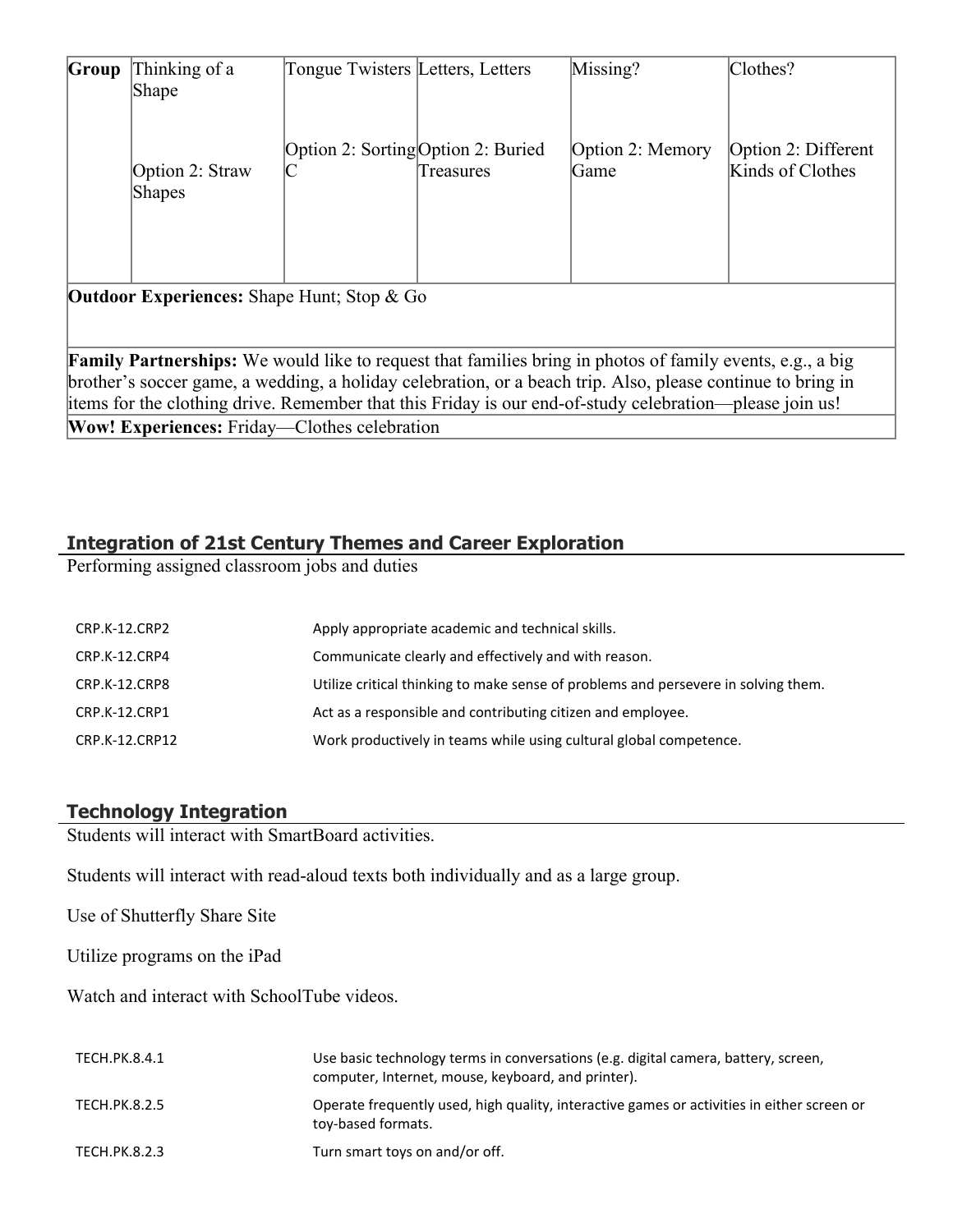| Group | Thinking of a Shape<br><br>Option 2: Straw Shapes | Tongue Twisters<br><br>Option 2: Sorting C | Letters, Letters<br><br>Option 2: Buried Treasures | Missing?<br><br>Option 2: Memory Game | Clothes?<br><br>Option 2: Different Kinds of Clothes |
|---|---|---|---|---|---|
| **Outdoor Experiences:** Shape Hunt; Stop & Go | | | | | |
| **Family Partnerships:** We would like to request that families bring in photos of family events, e.g., a big brother's soccer game, a wedding, a holiday celebration, or a beach trip. Also, please continue to bring in items for the clothing drive. Remember that this Friday is our end-of-study celebration—please join us! | | | | | |
| **Wow! Experiences:** Friday—Clothes celebration | | | | | |

## Integration of 21st Century Themes and Career Exploration

Performing assigned classroom jobs and duties

| | |
|---|---|
| CRP.K-12.CRP2 | Apply appropriate academic and technical skills. |
| CRP.K-12.CRP4 | Communicate clearly and effectively and with reason. |
| CRP.K-12.CRP8 | Utilize critical thinking to make sense of problems and persevere in solving them. |
| CRP.K-12.CRP1 | Act as a responsible and contributing citizen and employee. |
| CRP.K-12.CRP12 | Work productively in teams while using cultural global competence. |

## Technology Integration

Students will interact with SmartBoard activities.

Students will interact with read-aloud texts both individually and as a large group.

Use of Shutterfly Share Site

Utilize programs on the iPad

Watch and interact with SchoolTube videos.

| | |
|---|---|
| TECH.PK.8.4.1 | Use basic technology terms in conversations (e.g. digital camera, battery, screen, computer, Internet, mouse, keyboard, and printer). |
| TECH.PK.8.2.5 | Operate frequently used, high quality, interactive games or activities in either screen or toy-based formats. |
| TECH.PK.8.2.3 | Turn smart toys on and/or off. |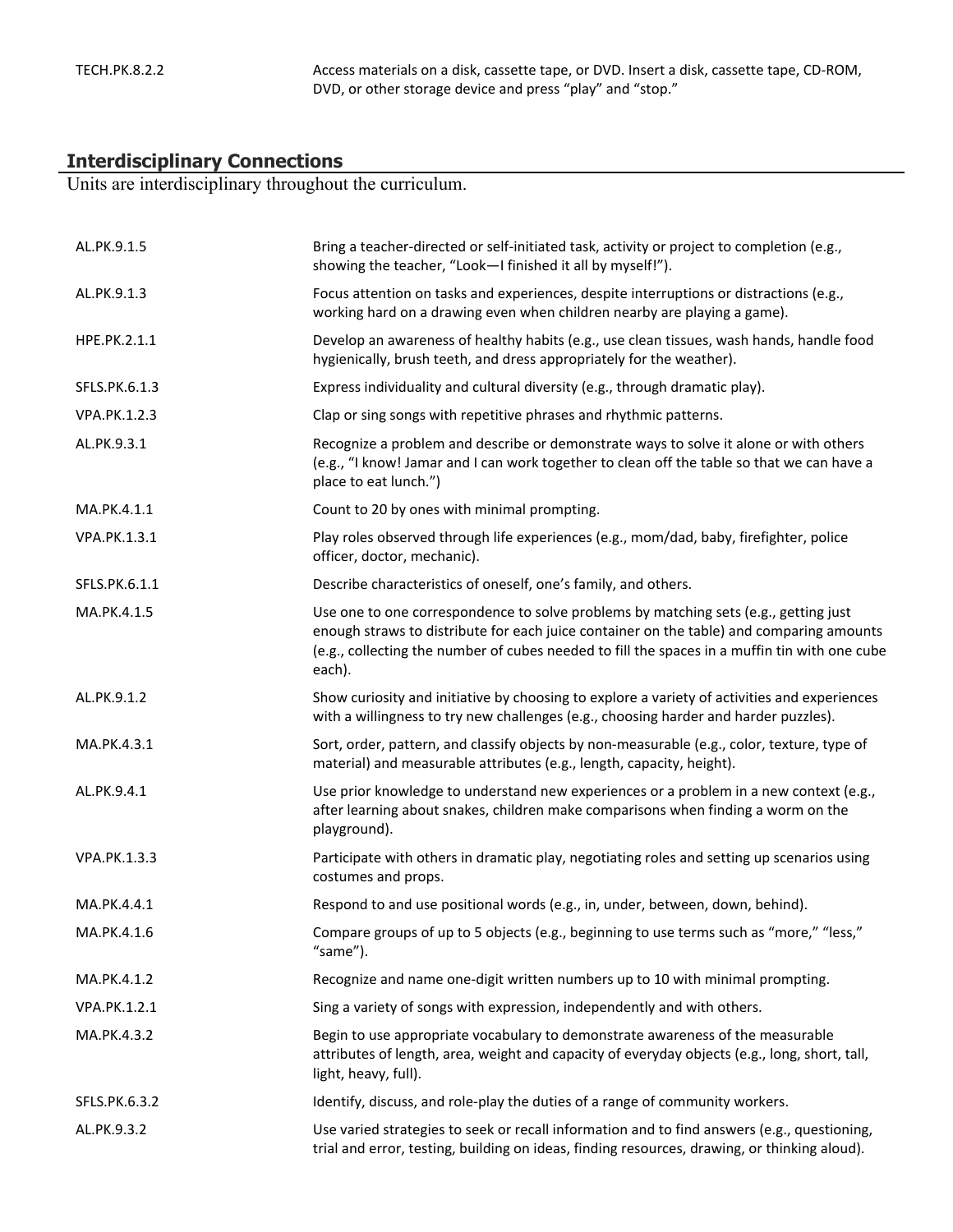| | |
|---|---|
| TECH.PK.8.2.2 | Access materials on a disk, cassette tape, or DVD. Insert a disk, cassette tape, CD-ROM, DVD, or other storage device and press "play" and "stop." |

## Interdisciplinary Connections

Units are interdisciplinary throughout the curriculum.

| | |
|---|---|
| AL.PK.9.1.5 | Bring a teacher-directed or self-initiated task, activity or project to completion (e.g., showing the teacher, "Look—I finished it all by myself!"). |
| AL.PK.9.1.3 | Focus attention on tasks and experiences, despite interruptions or distractions (e.g., working hard on a drawing even when children nearby are playing a game). |
| HPE.PK.2.1.1 | Develop an awareness of healthy habits (e.g., use clean tissues, wash hands, handle food hygienically, brush teeth, and dress appropriately for the weather). |
| SFLS.PK.6.1.3 | Express individuality and cultural diversity (e.g., through dramatic play). |
| VPA.PK.1.2.3 | Clap or sing songs with repetitive phrases and rhythmic patterns. |
| AL.PK.9.3.1 | Recognize a problem and describe or demonstrate ways to solve it alone or with others (e.g., "I know! Jamar and I can work together to clean off the table so that we can have a place to eat lunch.") |
| MA.PK.4.1.1 | Count to 20 by ones with minimal prompting. |
| VPA.PK.1.3.1 | Play roles observed through life experiences (e.g., mom/dad, baby, firefighter, police officer, doctor, mechanic). |
| SFLS.PK.6.1.1 | Describe characteristics of oneself, one's family, and others. |
| MA.PK.4.1.5 | Use one to one correspondence to solve problems by matching sets (e.g., getting just enough straws to distribute for each juice container on the table) and comparing amounts (e.g., collecting the number of cubes needed to fill the spaces in a muffin tin with one cube each). |
| AL.PK.9.1.2 | Show curiosity and initiative by choosing to explore a variety of activities and experiences with a willingness to try new challenges (e.g., choosing harder and harder puzzles). |
| MA.PK.4.3.1 | Sort, order, pattern, and classify objects by non-measurable (e.g., color, texture, type of material) and measurable attributes (e.g., length, capacity, height). |
| AL.PK.9.4.1 | Use prior knowledge to understand new experiences or a problem in a new context (e.g., after learning about snakes, children make comparisons when finding a worm on the playground). |
| VPA.PK.1.3.3 | Participate with others in dramatic play, negotiating roles and setting up scenarios using costumes and props. |
| MA.PK.4.4.1 | Respond to and use positional words (e.g., in, under, between, down, behind). |
| MA.PK.4.1.6 | Compare groups of up to 5 objects (e.g., beginning to use terms such as "more," "less," "same"). |
| MA.PK.4.1.2 | Recognize and name one-digit written numbers up to 10 with minimal prompting. |
| VPA.PK.1.2.1 | Sing a variety of songs with expression, independently and with others. |
| MA.PK.4.3.2 | Begin to use appropriate vocabulary to demonstrate awareness of the measurable attributes of length, area, weight and capacity of everyday objects (e.g., long, short, tall, light, heavy, full). |
| SFLS.PK.6.3.2 | Identify, discuss, and role-play the duties of a range of community workers. |
| AL.PK.9.3.2 | Use varied strategies to seek or recall information and to find answers (e.g., questioning, trial and error, testing, building on ideas, finding resources, drawing, or thinking aloud). |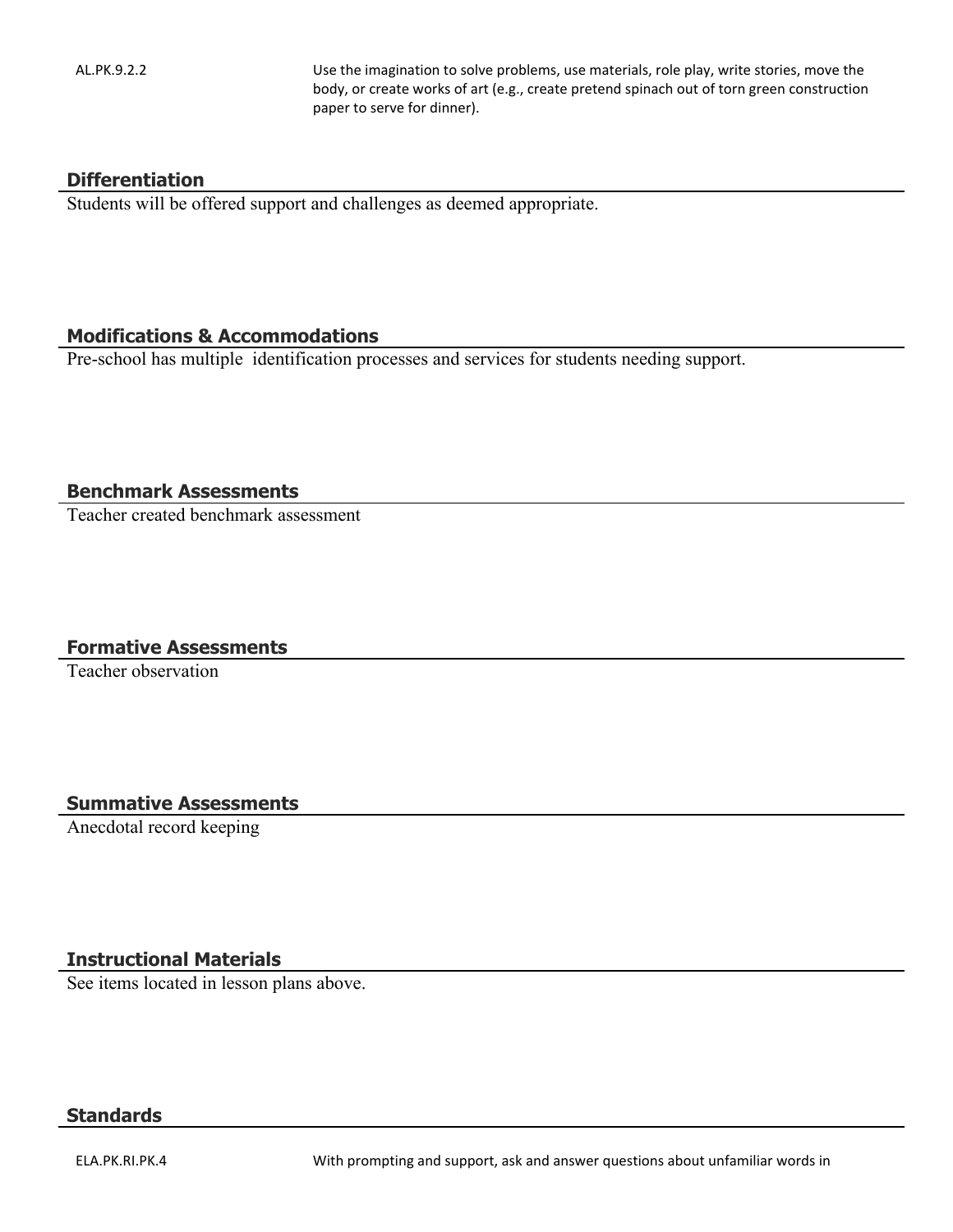| | |
|---|---|
| AL.PK.9.2.2 | Use the imagination to solve problems, use materials, role play, write stories, move the body, or create works of art (e.g., create pretend spinach out of torn green construction paper to serve for dinner). |

## Differentiation

Students will be offered support and challenges as deemed appropriate.

## Modifications & Accommodations

Pre-school has multiple identification processes and services for students needing support.

## Benchmark Assessments

Teacher created benchmark assessment

## Formative Assessments

Teacher observation

## Summative Assessments

Anecdotal record keeping

## Instructional Materials

See items located in lesson plans above.

## Standards

| | |
|---|---|
| ELA.PK.RI.PK.4 | With prompting and support, ask and answer questions about unfamiliar words in |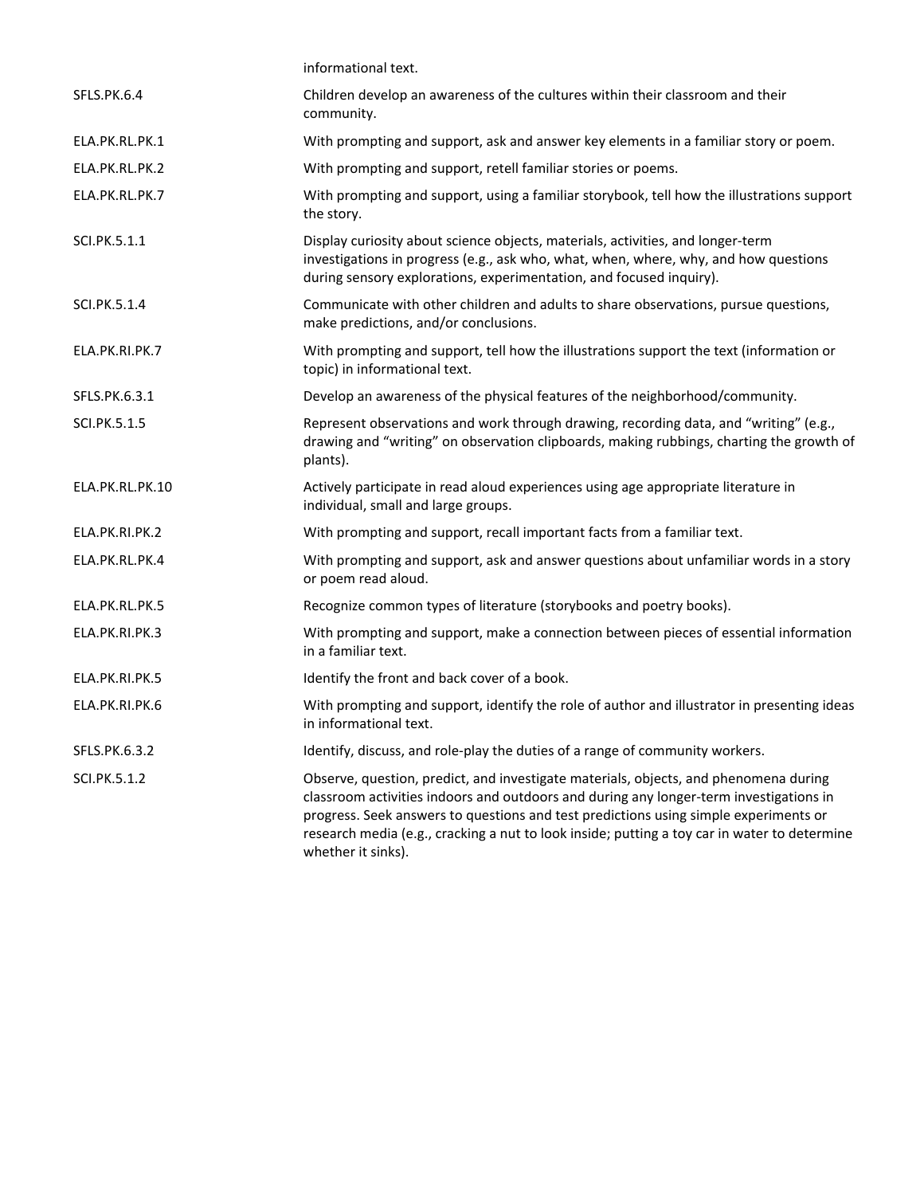| | |
| --- | --- |
| | informational text. |
| SFLS.PK.6.4 | Children develop an awareness of the cultures within their classroom and their community. |
| ELA.PK.RL.PK.1 | With prompting and support, ask and answer key elements in a familiar story or poem. |
| ELA.PK.RL.PK.2 | With prompting and support, retell familiar stories or poems. |
| ELA.PK.RL.PK.7 | With prompting and support, using a familiar storybook, tell how the illustrations support the story. |
| SCI.PK.5.1.1 | Display curiosity about science objects, materials, activities, and longer-term investigations in progress (e.g., ask who, what, when, where, why, and how questions during sensory explorations, experimentation, and focused inquiry). |
| SCI.PK.5.1.4 | Communicate with other children and adults to share observations, pursue questions, make predictions, and/or conclusions. |
| ELA.PK.RI.PK.7 | With prompting and support, tell how the illustrations support the text (information or topic) in informational text. |
| SFLS.PK.6.3.1 | Develop an awareness of the physical features of the neighborhood/community. |
| SCI.PK.5.1.5 | Represent observations and work through drawing, recording data, and "writing" (e.g., drawing and "writing" on observation clipboards, making rubbings, charting the growth of plants). |
| ELA.PK.RL.PK.10 | Actively participate in read aloud experiences using age appropriate literature in individual, small and large groups. |
| ELA.PK.RI.PK.2 | With prompting and support, recall important facts from a familiar text. |
| ELA.PK.RL.PK.4 | With prompting and support, ask and answer questions about unfamiliar words in a story or poem read aloud. |
| ELA.PK.RL.PK.5 | Recognize common types of literature (storybooks and poetry books). |
| ELA.PK.RI.PK.3 | With prompting and support, make a connection between pieces of essential information in a familiar text. |
| ELA.PK.RI.PK.5 | Identify the front and back cover of a book. |
| ELA.PK.RI.PK.6 | With prompting and support, identify the role of author and illustrator in presenting ideas in informational text. |
| SFLS.PK.6.3.2 | Identify, discuss, and role-play the duties of a range of community workers. |
| SCI.PK.5.1.2 | Observe, question, predict, and investigate materials, objects, and phenomena during classroom activities indoors and outdoors and during any longer-term investigations in progress. Seek answers to questions and test predictions using simple experiments or research media (e.g., cracking a nut to look inside; putting a toy car in water to determine whether it sinks). |